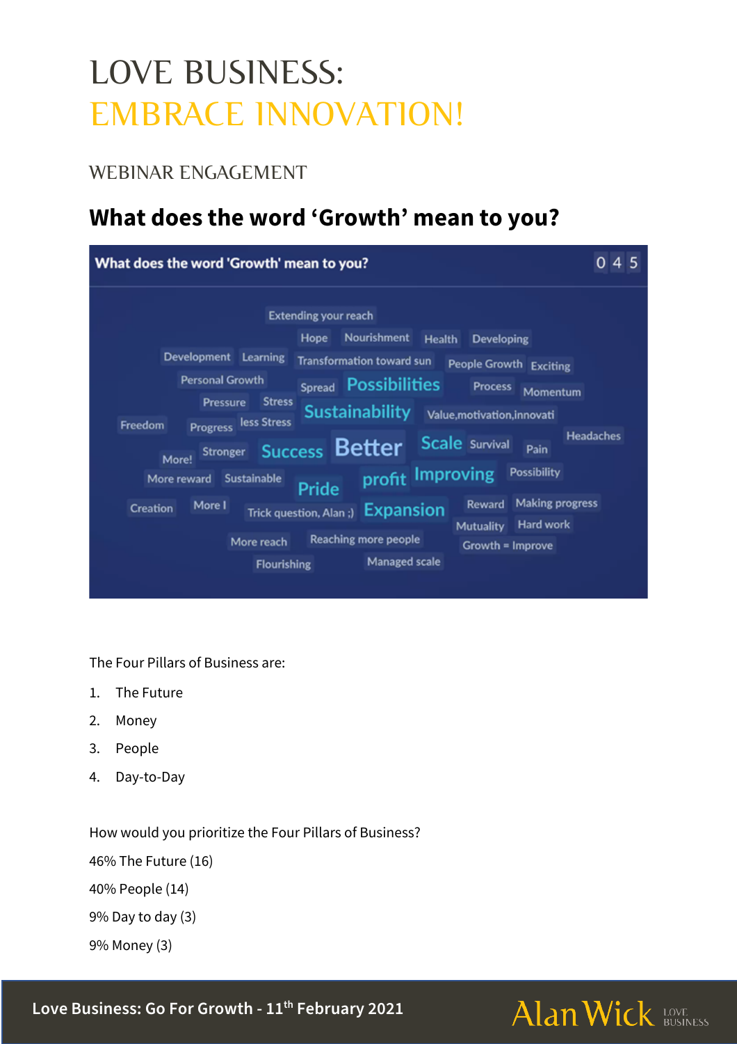# LOVE BUSINESS: EMBRACE INNOVATION!

## WEBINAR ENGAGEMENT

## What does the word 'Growth' mean to you?

What does the word 'Growth' mean to you? 0 4 5

Extending your reach
Hope Nourishment Health Developing
Development Learning Transformation toward sun People Growth Exciting
Personal Growth Spread Possibilities Process Momentum
Pressure Stress Sustainability Value,motivation,innovati
Freedom Progress less Stress
Headaches
More! Stronger Success Better Scale Survival Pain
More reward Sustainable Pride profit Improving Possibility
Creation More I Trick question, Alan ;) Expansion Reward Making progress
Mutuality Hard work
More reach Reaching more people Growth = Improve
Flourishing Managed scale

The Four Pillars of Business are:

1. The Future
2. Money
3. People
4. Day-to-Day

How would you prioritize the Four Pillars of Business?

46% The Future (16)

40% People (14)

9% Day to day (3)

9% Money (3)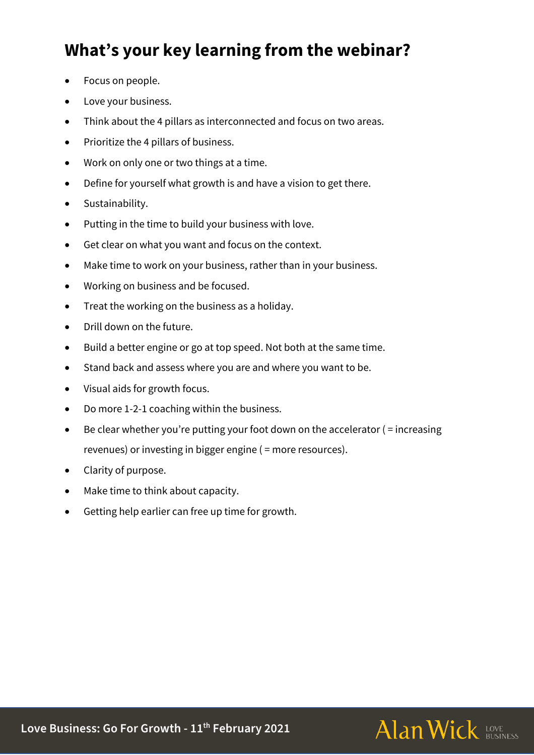## What's your key learning from the webinar?

- Focus on people.
- Love your business.
- Think about the 4 pillars as interconnected and focus on two areas.
- Prioritize the 4 pillars of business.
- Work on only one or two things at a time.
- Define for yourself what growth is and have a vision to get there.
- Sustainability.
- Putting in the time to build your business with love.
- Get clear on what you want and focus on the context.
- Make time to work on your business, rather than in your business.
- Working on business and be focused.
- Treat the working on the business as a holiday.
- Drill down on the future.
- Build a better engine or go at top speed. Not both at the same time.
- Stand back and assess where you are and where you want to be.
- Visual aids for growth focus.
- Do more 1-2-1 coaching within the business.
- Be clear whether you're putting your foot down on the accelerator ( = increasing revenues) or investing in bigger engine ( = more resources).
- Clarity of purpose.
- Make time to think about capacity.
- Getting help earlier can free up time for growth.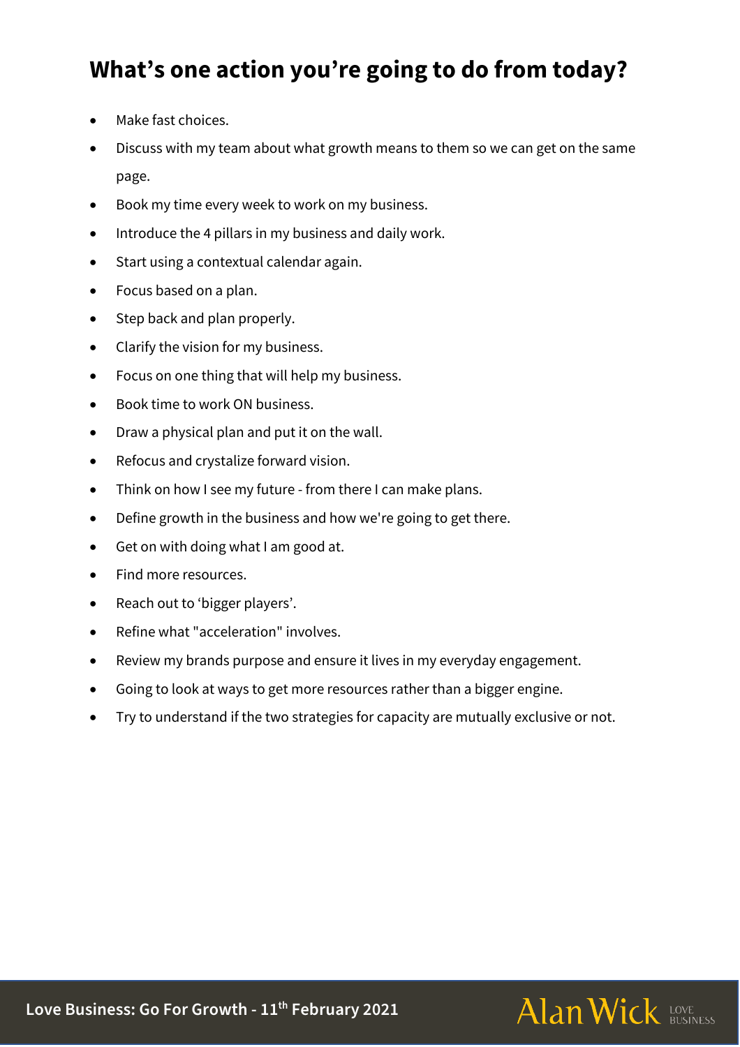## What's one action you're going to do from today?

- Make fast choices.
- Discuss with my team about what growth means to them so we can get on the same page.
- Book my time every week to work on my business.
- Introduce the 4 pillars in my business and daily work.
- Start using a contextual calendar again.
- Focus based on a plan.
- Step back and plan properly.
- Clarify the vision for my business.
- Focus on one thing that will help my business.
- Book time to work ON business.
- Draw a physical plan and put it on the wall.
- Refocus and crystalize forward vision.
- Think on how I see my future - from there I can make plans.
- Define growth in the business and how we're going to get there.
- Get on with doing what I am good at.
- Find more resources.
- Reach out to 'bigger players'.
- Refine what "acceleration" involves.
- Review my brands purpose and ensure it lives in my everyday engagement.
- Going to look at ways to get more resources rather than a bigger engine.
- Try to understand if the two strategies for capacity are mutually exclusive or not.